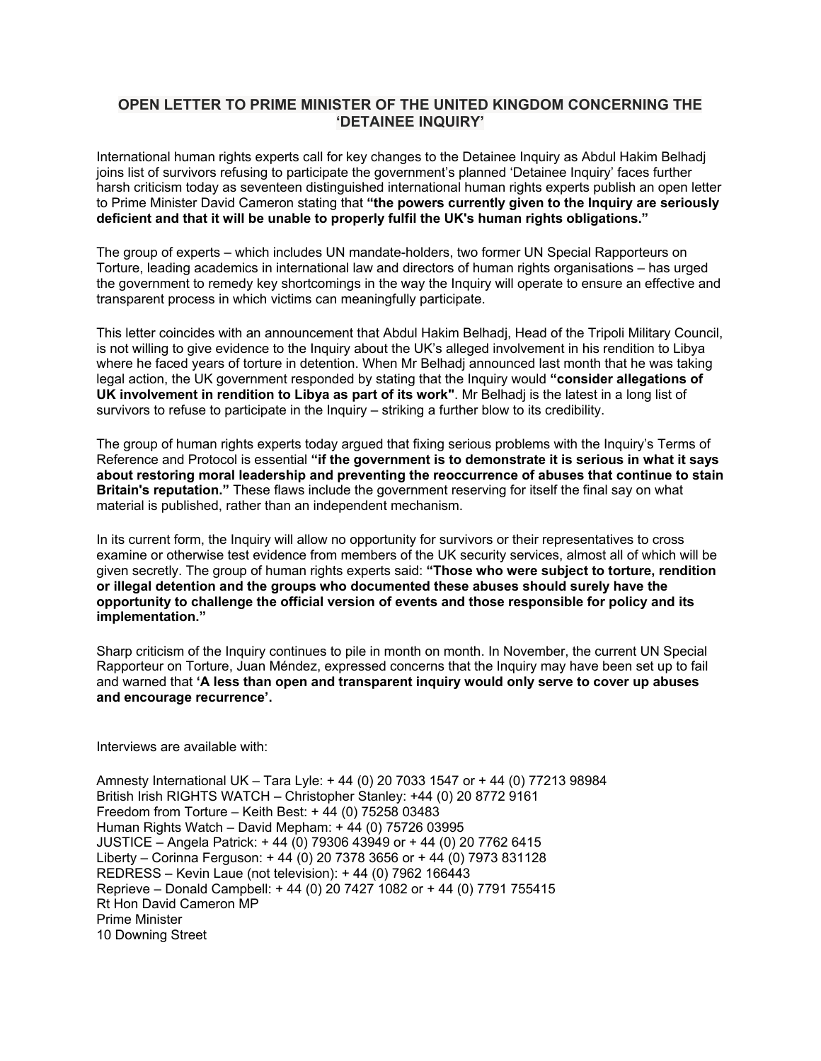## OPEN LETTER TO PRIME MINISTER OF THE UNITED KINGDOM CONCERNING THE 'DETAINEE INQUIRY'

International human rights experts call for key changes to the Detainee Inquiry as Abdul Hakim Belhadj joins list of survivors refusing to participate the government's planned 'Detainee Inquiry' faces further harsh criticism today as seventeen distinguished international human rights experts publish an open letter to Prime Minister David Cameron stating that **"the powers currently given to the Inquiry are seriously deficient and that it will be unable to properly fulfil the UK's human rights obligations."**

The group of experts – which includes UN mandate-holders, two former UN Special Rapporteurs on Torture, leading academics in international law and directors of human rights organisations – has urged the government to remedy key shortcomings in the way the Inquiry will operate to ensure an effective and transparent process in which victims can meaningfully participate.

This letter coincides with an announcement that Abdul Hakim Belhadj, Head of the Tripoli Military Council, is not willing to give evidence to the Inquiry about the UK's alleged involvement in his rendition to Libya where he faced years of torture in detention. When Mr Belhadj announced last month that he was taking legal action, the UK government responded by stating that the Inquiry would **"consider allegations of UK involvement in rendition to Libya as part of its work"**. Mr Belhadj is the latest in a long list of survivors to refuse to participate in the Inquiry – striking a further blow to its credibility.

The group of human rights experts today argued that fixing serious problems with the Inquiry's Terms of Reference and Protocol is essential **"if the government is to demonstrate it is serious in what it says about restoring moral leadership and preventing the reoccurrence of abuses that continue to stain Britain's reputation."** These flaws include the government reserving for itself the final say on what material is published, rather than an independent mechanism.

In its current form, the Inquiry will allow no opportunity for survivors or their representatives to cross examine or otherwise test evidence from members of the UK security services, almost all of which will be given secretly. The group of human rights experts said: **"Those who were subject to torture, rendition or illegal detention and the groups who documented these abuses should surely have the opportunity to challenge the official version of events and those responsible for policy and its implementation."**

Sharp criticism of the Inquiry continues to pile in month on month. In November, the current UN Special Rapporteur on Torture, Juan Méndez, expressed concerns that the Inquiry may have been set up to fail and warned that **'A less than open and transparent inquiry would only serve to cover up abuses and encourage recurrence'.**

Interviews are available with:

Amnesty International UK – Tara Lyle: + 44 (0) 20 7033 1547 or + 44 (0) 77213 98984
British Irish RIGHTS WATCH – Christopher Stanley: +44 (0) 20 8772 9161
Freedom from Torture – Keith Best: + 44 (0) 75258 03483
Human Rights Watch – David Mepham: + 44 (0) 75726 03995
JUSTICE – Angela Patrick: + 44 (0) 79306 43949 or + 44 (0) 20 7762 6415
Liberty – Corinna Ferguson: + 44 (0) 20 7378 3656 or + 44 (0) 7973 831128
REDRESS – Kevin Laue (not television): + 44 (0) 7962 166443
Reprieve – Donald Campbell: + 44 (0) 20 7427 1082 or + 44 (0) 7791 755415
Rt Hon David Cameron MP
Prime Minister
10 Downing Street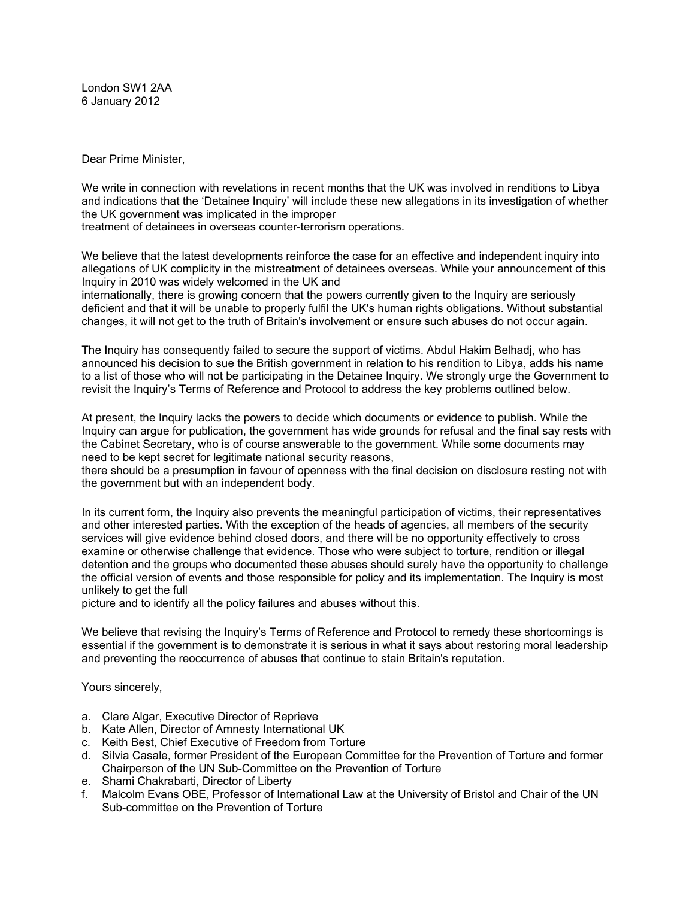London SW1 2AA
6 January 2012

Dear Prime Minister,

We write in connection with revelations in recent months that the UK was involved in renditions to Libya and indications that the 'Detainee Inquiry' will include these new allegations in its investigation of whether the UK government was implicated in the improper treatment of detainees in overseas counter-terrorism operations.

We believe that the latest developments reinforce the case for an effective and independent inquiry into allegations of UK complicity in the mistreatment of detainees overseas. While your announcement of this Inquiry in 2010 was widely welcomed in the UK and internationally, there is growing concern that the powers currently given to the Inquiry are seriously deficient and that it will be unable to properly fulfil the UK's human rights obligations. Without substantial changes, it will not get to the truth of Britain's involvement or ensure such abuses do not occur again.

The Inquiry has consequently failed to secure the support of victims. Abdul Hakim Belhadj, who has announced his decision to sue the British government in relation to his rendition to Libya, adds his name to a list of those who will not be participating in the Detainee Inquiry. We strongly urge the Government to revisit the Inquiry's Terms of Reference and Protocol to address the key problems outlined below.

At present, the Inquiry lacks the powers to decide which documents or evidence to publish. While the Inquiry can argue for publication, the government has wide grounds for refusal and the final say rests with the Cabinet Secretary, who is of course answerable to the government. While some documents may need to be kept secret for legitimate national security reasons, there should be a presumption in favour of openness with the final decision on disclosure resting not with the government but with an independent body.

In its current form, the Inquiry also prevents the meaningful participation of victims, their representatives and other interested parties. With the exception of the heads of agencies, all members of the security services will give evidence behind closed doors, and there will be no opportunity effectively to cross examine or otherwise challenge that evidence. Those who were subject to torture, rendition or illegal detention and the groups who documented these abuses should surely have the opportunity to challenge the official version of events and those responsible for policy and its implementation. The Inquiry is most unlikely to get the full picture and to identify all the policy failures and abuses without this.

We believe that revising the Inquiry's Terms of Reference and Protocol to remedy these shortcomings is essential if the government is to demonstrate it is serious in what it says about restoring moral leadership and preventing the reoccurrence of abuses that continue to stain Britain's reputation.

Yours sincerely,

a. Clare Algar, Executive Director of Reprieve
b. Kate Allen, Director of Amnesty International UK
c. Keith Best, Chief Executive of Freedom from Torture
d. Silvia Casale, former President of the European Committee for the Prevention of Torture and former Chairperson of the UN Sub-Committee on the Prevention of Torture
e. Shami Chakrabarti, Director of Liberty
f. Malcolm Evans OBE, Professor of International Law at the University of Bristol and Chair of the UN Sub-committee on the Prevention of Torture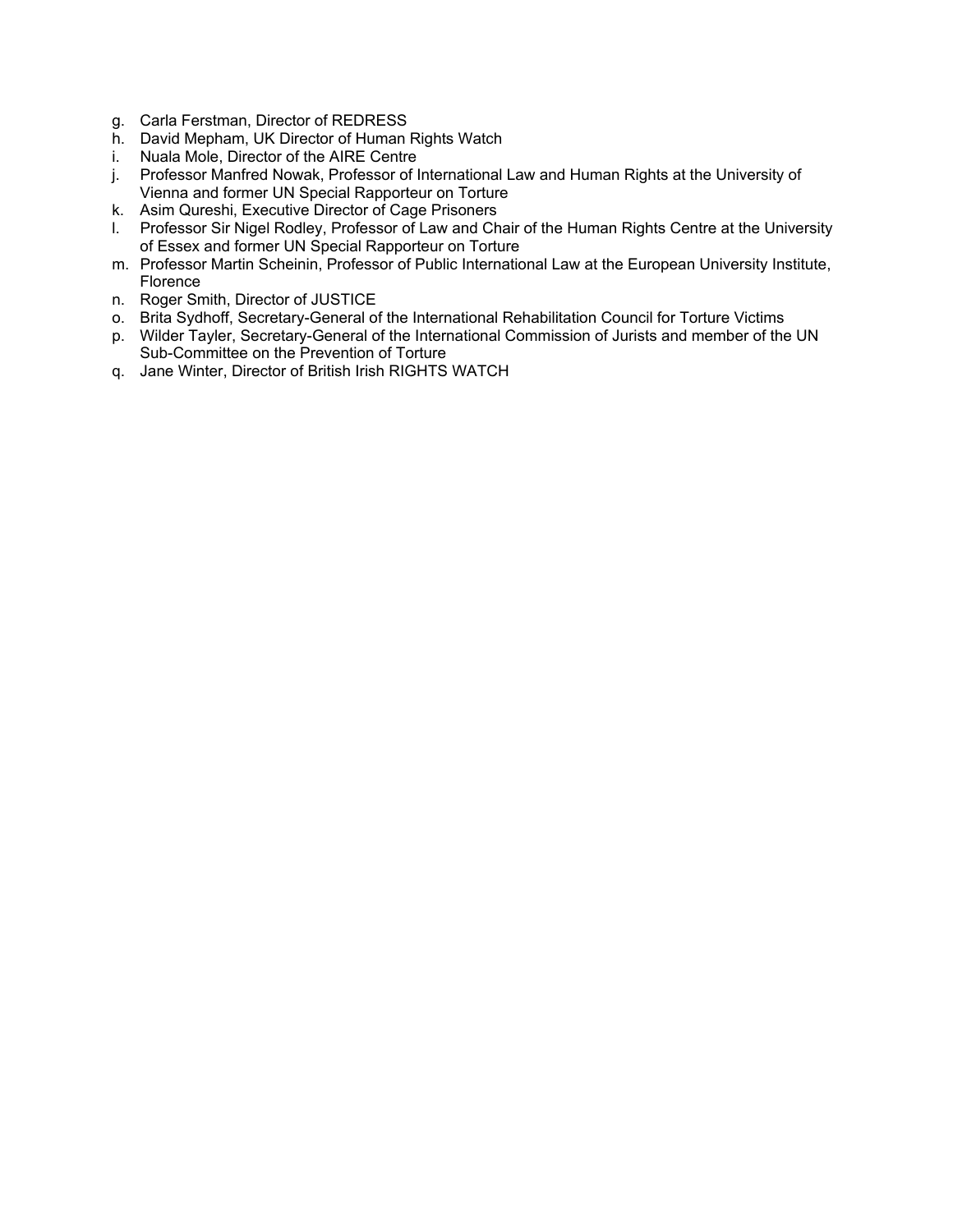g. Carla Ferstman, Director of REDRESS
h. David Mepham, UK Director of Human Rights Watch
i. Nuala Mole, Director of the AIRE Centre
j. Professor Manfred Nowak, Professor of International Law and Human Rights at the University of Vienna and former UN Special Rapporteur on Torture
k. Asim Qureshi, Executive Director of Cage Prisoners
l. Professor Sir Nigel Rodley, Professor of Law and Chair of the Human Rights Centre at the University of Essex and former UN Special Rapporteur on Torture
m. Professor Martin Scheinin, Professor of Public International Law at the European University Institute, Florence
n. Roger Smith, Director of JUSTICE
o. Brita Sydhoff, Secretary-General of the International Rehabilitation Council for Torture Victims
p. Wilder Tayler, Secretary-General of the International Commission of Jurists and member of the UN Sub-Committee on the Prevention of Torture
q. Jane Winter, Director of British Irish RIGHTS WATCH